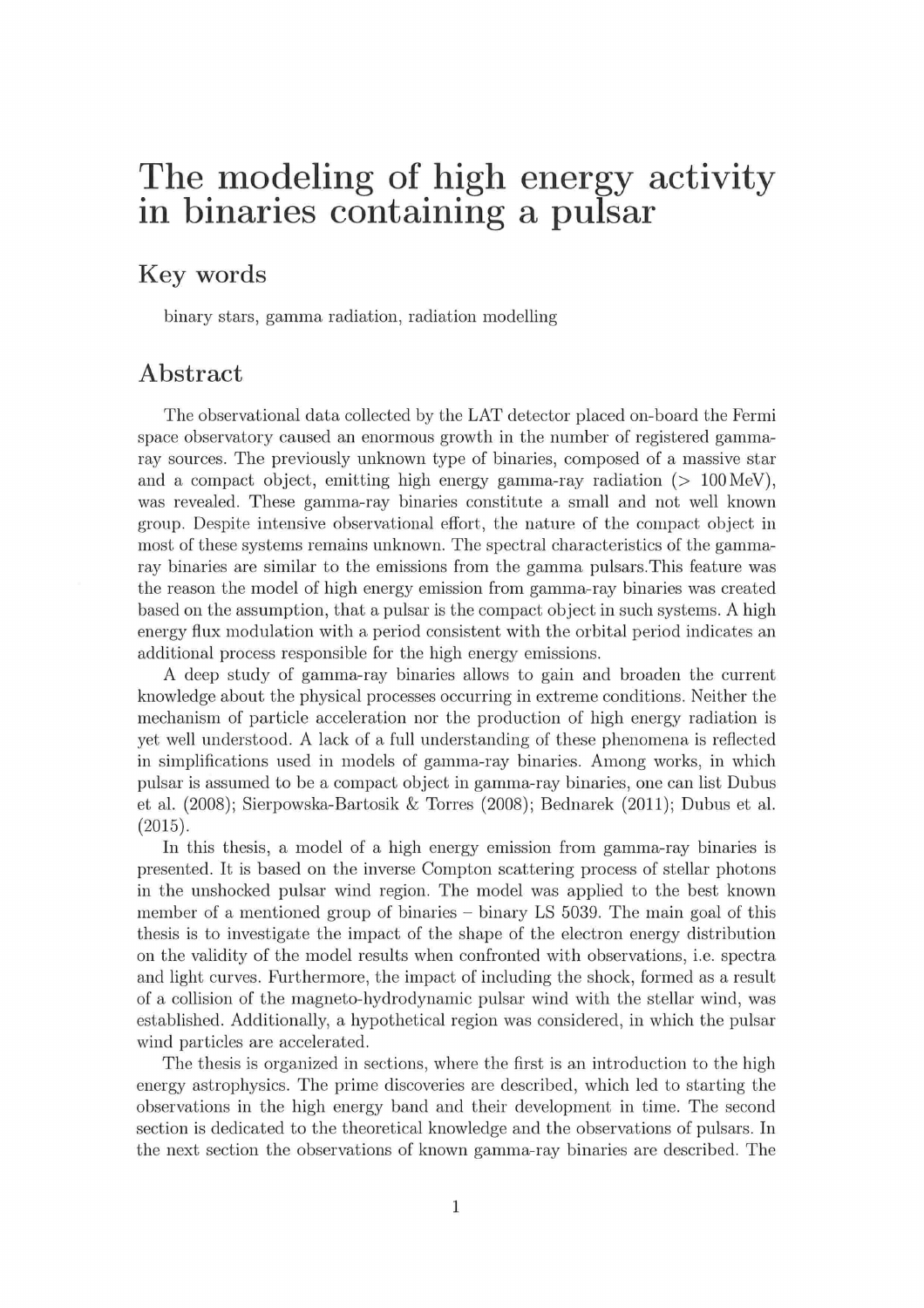# The modeling of high energy activity in binaries containing a pulsar

## Key words

binary stars, gamma radiation, radiation modelling

## Abstract

The observational data collected by the LAT detector placed on-board the Fermi space observatory caused an enormous growth in the number of registered gamma-ray sources. The previously unknown type of binaries, composed of a massive star and a compact object, emitting high energy gamma-ray radiation ($> 100\,\mathrm{MeV}$), was revealed. These gamma-ray binaries constitute a small and not well known group. Despite intensive observational effort, the nature of the compact object in most of these systems remains unknown. The spectral characteristics of the gamma-ray binaries are similar to the emissions from the gamma pulsars.This feature was the reason the model of high energy emission from gamma-ray binaries was created based on the assumption, that a pulsar is the compact object in such systems. A high energy flux modulation with a period consistent with the orbital period indicates an additional process responsible for the high energy emissions.

A deep study of gamma-ray binaries allows to gain and broaden the current knowledge about the physical processes occurring in extreme conditions. Neither the mechanism of particle acceleration nor the production of high energy radiation is yet well understood. A lack of a full understanding of these phenomena is reflected in simplifications used in models of gamma-ray binaries. Among works, in which pulsar is assumed to be a compact object in gamma-ray binaries, one can list Dubus et al. (2008); Sierpowska-Bartosik & Torres (2008); Bednarek (2011); Dubus et al. (2015).

In this thesis, a model of a high energy emission from gamma-ray binaries is presented. It is based on the inverse Compton scattering process of stellar photons in the unshocked pulsar wind region. The model was applied to the best known member of a mentioned group of binaries – binary LS 5039. The main goal of this thesis is to investigate the impact of the shape of the electron energy distribution on the validity of the model results when confronted with observations, i.e. spectra and light curves. Furthermore, the impact of including the shock, formed as a result of a collision of the magneto-hydrodynamic pulsar wind with the stellar wind, was established. Additionally, a hypothetical region was considered, in which the pulsar wind particles are accelerated.

The thesis is organized in sections, where the first is an introduction to the high energy astrophysics. The prime discoveries are described, which led to starting the observations in the high energy band and their development in time. The second section is dedicated to the theoretical knowledge and the observations of pulsars. In the next section the observations of known gamma-ray binaries are described. The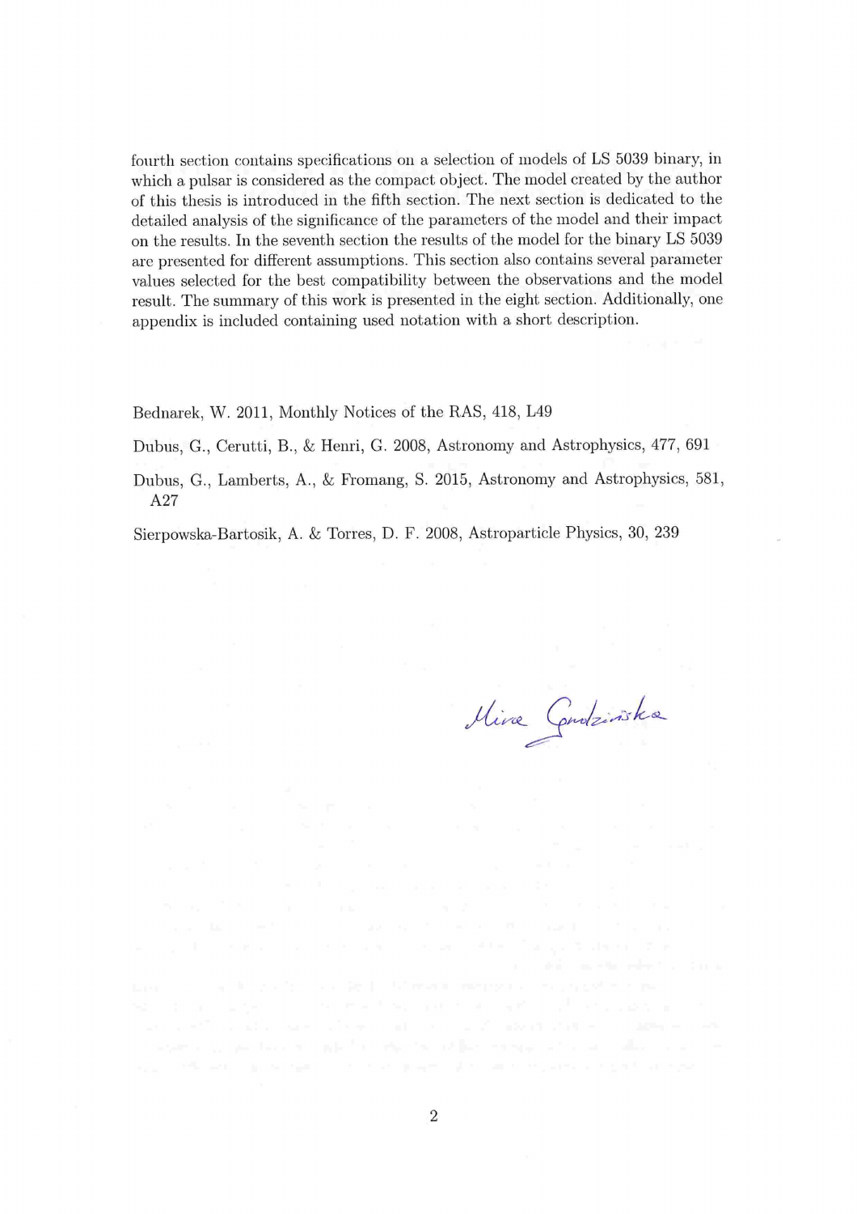fourth section contains specifications on a selection of models of LS 5039 binary, in which a pulsar is considered as the compact object. The model created by the author of this thesis is introduced in the fifth section. The next section is dedicated to the detailed analysis of the significance of the parameters of the model and their impact on the results. In the seventh section the results of the model for the binary LS 5039 are presented for different assumptions. This section also contains several parameter values selected for the best compatibility between the observations and the model result. The summary of this work is presented in the eight section. Additionally, one appendix is included containing used notation with a short description.

Bednarek, W. 2011, Monthly Notices of the RAS, 418, L49

Dubus, G., Cerutti, B., & Henri, G. 2008, Astronomy and Astrophysics, 477, 691

Dubus, G., Lamberts, A., & Fromang, S. 2015, Astronomy and Astrophysics, 581, A27

Sierpowska-Bartosik, A. & Torres, D. F. 2008, Astroparticle Physics, 30, 239

Mira Grudzińska